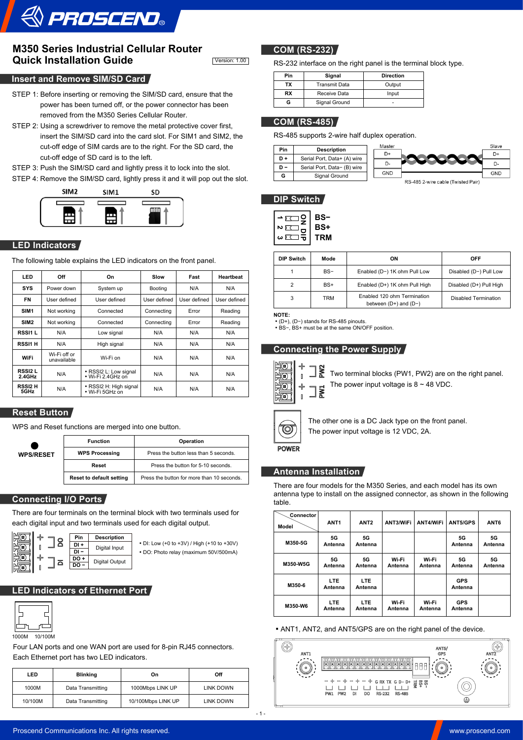# M350 Series Industrial Cellular Router Quick Installation Guide

Version: 1.00

## Insert and Remove SIM/SD Card

STEP 1: Before inserting or removing the SIM/SD card, ensure that the power has been turned off, or the power connector has been removed from the M350 Series Cellular Router.

STEP 2: Using a screwdriver to remove the metal protective cover first, insert the SIM/SD card into the card slot. For SIM1 and SIM2, the cut-off edge of SIM cards are to the right. For the SD card, the cut-off edge of SD card is to the left.

STEP 3: Push the SIM/SD card and lightly press it to lock into the slot.

STEP 4: Remove the SIM/SD card, lightly press it and it will pop out the slot.

SIM2 SIM1 SD

## LED Indicators

The following table explains the LED indicators on the front panel.

| LED | Off | On | Slow | Fast | Heartbeat |
|---|---|---|---|---|---|
| SYS | Power down | System up | Booting | N/A | N/A |
| FN | User defined | User defined | User defined | User defined | User defined |
| SIM1 | Not working | Connected | Connecting | Error | Reading |
| SIM2 | Not working | Connected | Connecting | Error | Reading |
| RSSI1 L | N/A | Low signal | N/A | N/A | N/A |
| RSSI1 H | N/A | High signal | N/A | N/A | N/A |
| WiFi | Wi-Fi off or unavailable | Wi-Fi on | N/A | N/A | N/A |
| RSSI2 L 2.4GHz | N/A | • RSSI2 L: Low signal • Wi-Fi 2.4GHz on | N/A | N/A | N/A |
| RSSI2 H 5GHz | N/A | • RSSI2 H: High signal • Wi-Fi 5GHz on | N/A | N/A | N/A |

## Reset Button

WPS and Reset functions are merged into one button.

WPS/RESET

| Function | Operation |
|---|---|
| WPS Processing | Press the button less than 5 seconds. |
| Reset | Press the button for 5-10 seconds. |
| Reset to default setting | Press the button for more than 10 seconds. |

## Connecting I/O Ports

There are four terminals on the terminal block with two terminals used for each digital input and two terminals used for each digital output.

| Pin | Description |
|---|---|
| DI + | Digital Input |
| DI − | |
| DO + | Digital Output |
| DO − | |

- DI: Low (+0 to +3V) / High (+10 to +30V)
- DO: Photo relay (maximum 50V/500mA)

## LED Indicators of Ethernet Port

1000M 10/100M

Four LAN ports and one WAN port are used for 8-pin RJ45 connectors. Each Ethernet port has two LED indicators.

| LED | Blinking | On | Off |
|---|---|---|---|
| 1000M | Data Transmitting | 1000Mbps LINK UP | LINK DOWN |
| 10/100M | Data Transmitting | 10/100Mbps LINK UP | LINK DOWN |

## COM (RS-232)

RS-232 interface on the right panel is the terminal block type.

| Pin | Signal | Direction |
|---|---|---|
| TX | Transmit Data | Output |
| RX | Receive Data | Input |
| G | Signal Ground | - |

## COM (RS-485)

RS-485 supports 2-wire half duplex operation.

| Pin | Description |
|---|---|
| D + | Serial Port, Data+ (A) wire |
| D − | Serial Port, Data− (B) wire |
| G | Signal Ground |

Master: D+, D-, GND — Slave: D+, D-, GND

RS-485 2-wire cable (Twisted Pair)

## DIP Switch

ON DIP: 1 BS−, 2 BS+, 3 TRM

| DIP Switch | Mode | ON | OFF |
|---|---|---|---|
| 1 | BS− | Enabled (D−) 1K ohm Pull Low | Disabled (D−) Pull Low |
| 2 | BS+ | Enabled (D+) 1K ohm Pull High | Disabled (D+) Pull High |
| 3 | TRM | Enabled 120 ohm Termination between (D+) and (D−) | Disabled Termination |

**NOTE:**
- (D+), (D−) stands for RS-485 pinouts.
- BS−, BS+ must be at the same ON/OFF position.

## Connecting the Power Supply

Two terminal blocks (PW1, PW2) are on the right panel. The power input voltage is 8 ~ 48 VDC.

The other one is a DC Jack type on the front panel. The power input voltage is 12 VDC, 2A.

POWER

## Antenna Installation

There are four models for the M350 Series, and each model has its own antenna type to install on the assigned connector, as shown in the following table.

| Model \ Connector | ANT1 | ANT2 | ANT3/WiFi | ANT4/WiFi | ANT5/GPS | ANT6 |
|---|---|---|---|---|---|---|
| M350-5G | 5G Antenna | 5G Antenna | | | 5G Antenna | 5G Antenna |
| M350-W5G | 5G Antenna | 5G Antenna | Wi-Fi Antenna | Wi-Fi Antenna | 5G Antenna | 5G Antenna |
| M350-6 | LTE Antenna | LTE Antenna | | | GPS Antenna | |
| M350-W6 | LTE Antenna | LTE Antenna | Wi-Fi Antenna | Wi-Fi Antenna | GPS Antenna | |

- ANT1, ANT2, and ANT5/GPS are on the right panel of the device.

ANT1 ANT5/GPS ANT2 PW1 PW2 DI DO RS-232 RS-485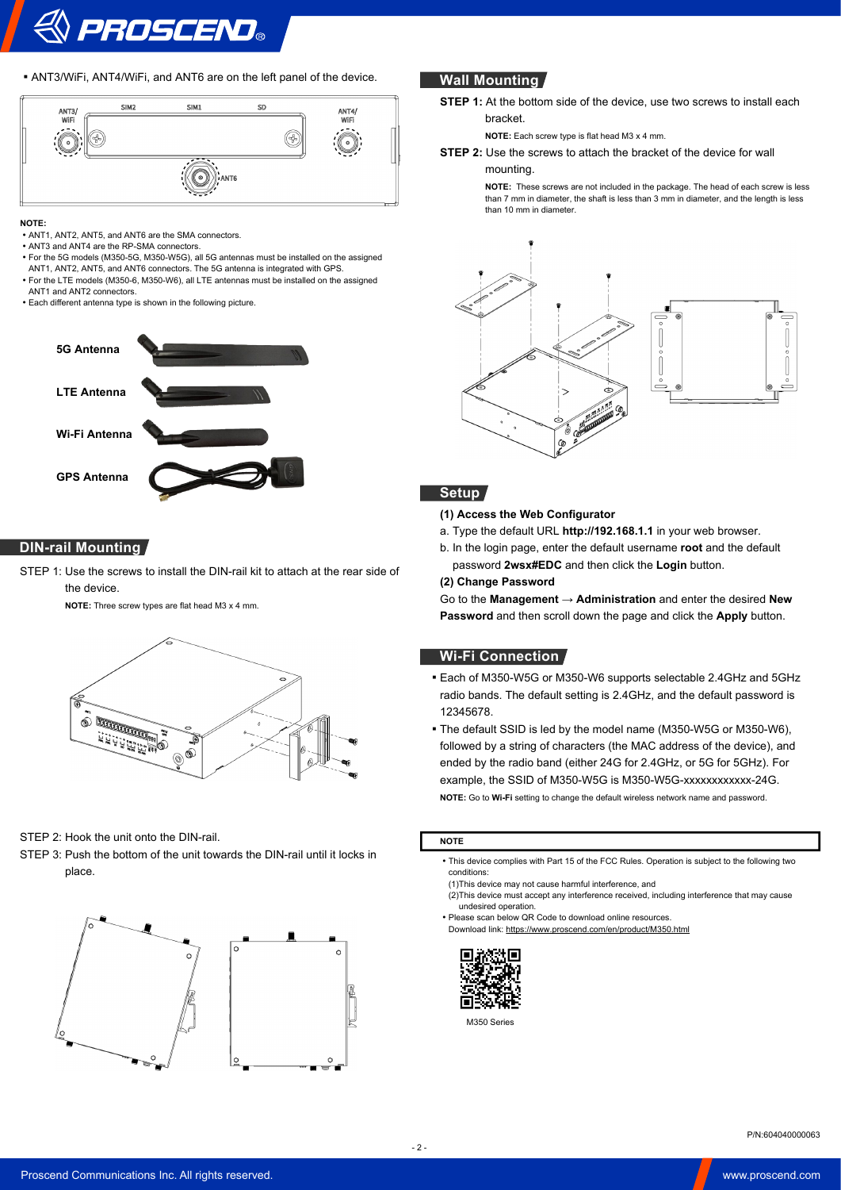- ANT3/WiFi, ANT4/WiFi, and ANT6 are on the left panel of the device.

**NOTE:**

- ANT1, ANT2, ANT5, and ANT6 are the SMA connectors.
- ANT3 and ANT4 are the RP-SMA connectors.
- For the 5G models (M350-5G, M350-W5G), all 5G antennas must be installed on the assigned ANT1, ANT2, ANT5, and ANT6 connectors. The 5G antenna is integrated with GPS.
- For the LTE models (M350-6, M350-W6), all LTE antennas must be installed on the assigned ANT1 and ANT2 connectors.
- Each different antenna type is shown in the following picture.

**5G Antenna**

**LTE Antenna**

**Wi-Fi Antenna**

**GPS Antenna**

## DIN-rail Mounting

STEP 1: Use the screws to install the DIN-rail kit to attach at the rear side of the device.

**NOTE:** Three screw types are flat head M3 x 4 mm.

STEP 2: Hook the unit onto the DIN-rail.

STEP 3: Push the bottom of the unit towards the DIN-rail until it locks in place.

## Wall Mounting

**STEP 1:** At the bottom side of the device, use two screws to install each bracket.

**NOTE:** Each screw type is flat head M3 x 4 mm.

**STEP 2:** Use the screws to attach the bracket of the device for wall mounting.

**NOTE:** These screws are not included in the package. The head of each screw is less than 7 mm in diameter, the shaft is less than 3 mm in diameter, and the length is less than 10 mm in diameter.

## Setup

**(1) Access the Web Configurator**

a. Type the default URL **http://192.168.1.1** in your web browser.

b. In the login page, enter the default username **root** and the default password **2wsx#EDC** and then click the **Login** button.

**(2) Change Password**

Go to the **Management → Administration** and enter the desired **New Password** and then scroll down the page and click the **Apply** button.

## Wi-Fi Connection

- Each of M350-W5G or M350-W6 supports selectable 2.4GHz and 5GHz radio bands. The default setting is 2.4GHz, and the default password is 12345678.
- The default SSID is led by the model name (M350-W5G or M350-W6), followed by a string of characters (the MAC address of the device), and ended by the radio band (either 24G for 2.4GHz, or 5G for 5GHz). For example, the SSID of M350-W5G is M350-W5G-xxxxxxxxxxxx-24G.

**NOTE:** Go to **Wi-Fi** setting to change the default wireless network name and password.

**NOTE**

- This device complies with Part 15 of the FCC Rules. Operation is subject to the following two conditions:
  (1)This device may not cause harmful interference, and
  (2)This device must accept any interference received, including interference that may cause undesired operation.
- Please scan below QR Code to download online resources.
  Download link: https://www.proscend.com/en/product/M350.html

M350 Series

P/N:604040000063